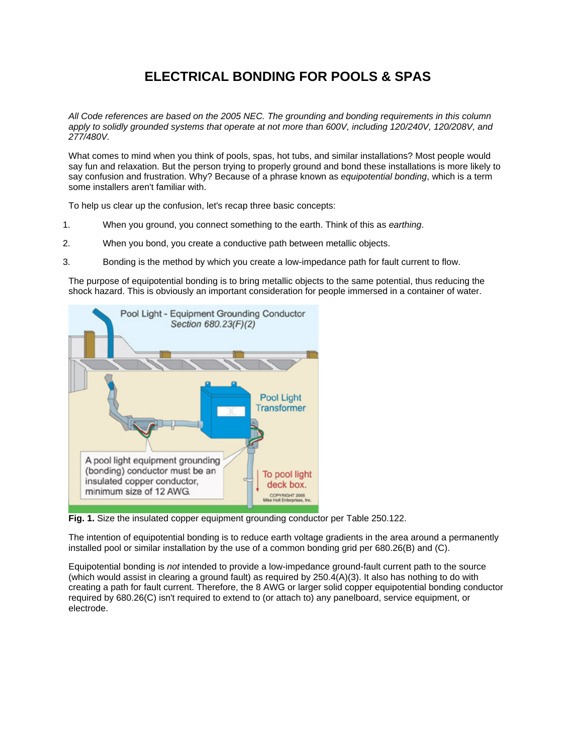# ELECTRICAL BONDING FOR POOLS & SPAS

*All Code references are based on the 2005 NEC. The grounding and bonding requirements in this column apply to solidly grounded systems that operate at not more than 600V, including 120/240V, 120/208V, and 277/480V.*

What comes to mind when you think of pools, spas, hot tubs, and similar installations? Most people would say fun and relaxation. But the person trying to properly ground and bond these installations is more likely to say confusion and frustration. Why? Because of a phrase known as *equipotential bonding*, which is a term some installers aren't familiar with.

To help us clear up the confusion, let's recap three basic concepts:

1. When you ground, you connect something to the earth. Think of this as *earthing*.
2. When you bond, you create a conductive path between metallic objects.
3. Bonding is the method by which you create a low-impedance path for fault current to flow.

The purpose of equipotential bonding is to bring metallic objects to the same potential, thus reducing the shock hazard. This is obviously an important consideration for people immersed in a container of water.

**Fig. 1.** Size the insulated copper equipment grounding conductor per Table 250.122.

The intention of equipotential bonding is to reduce earth voltage gradients in the area around a permanently installed pool or similar installation by the use of a common bonding grid per 680.26(B) and (C).

Equipotential bonding is *not* intended to provide a low-impedance ground-fault current path to the source (which would assist in clearing a ground fault) as required by 250.4(A)(3). It also has nothing to do with creating a path for fault current. Therefore, the 8 AWG or larger solid copper equipotential bonding conductor required by 680.26(C) isn't required to extend to (or attach to) any panelboard, service equipment, or electrode.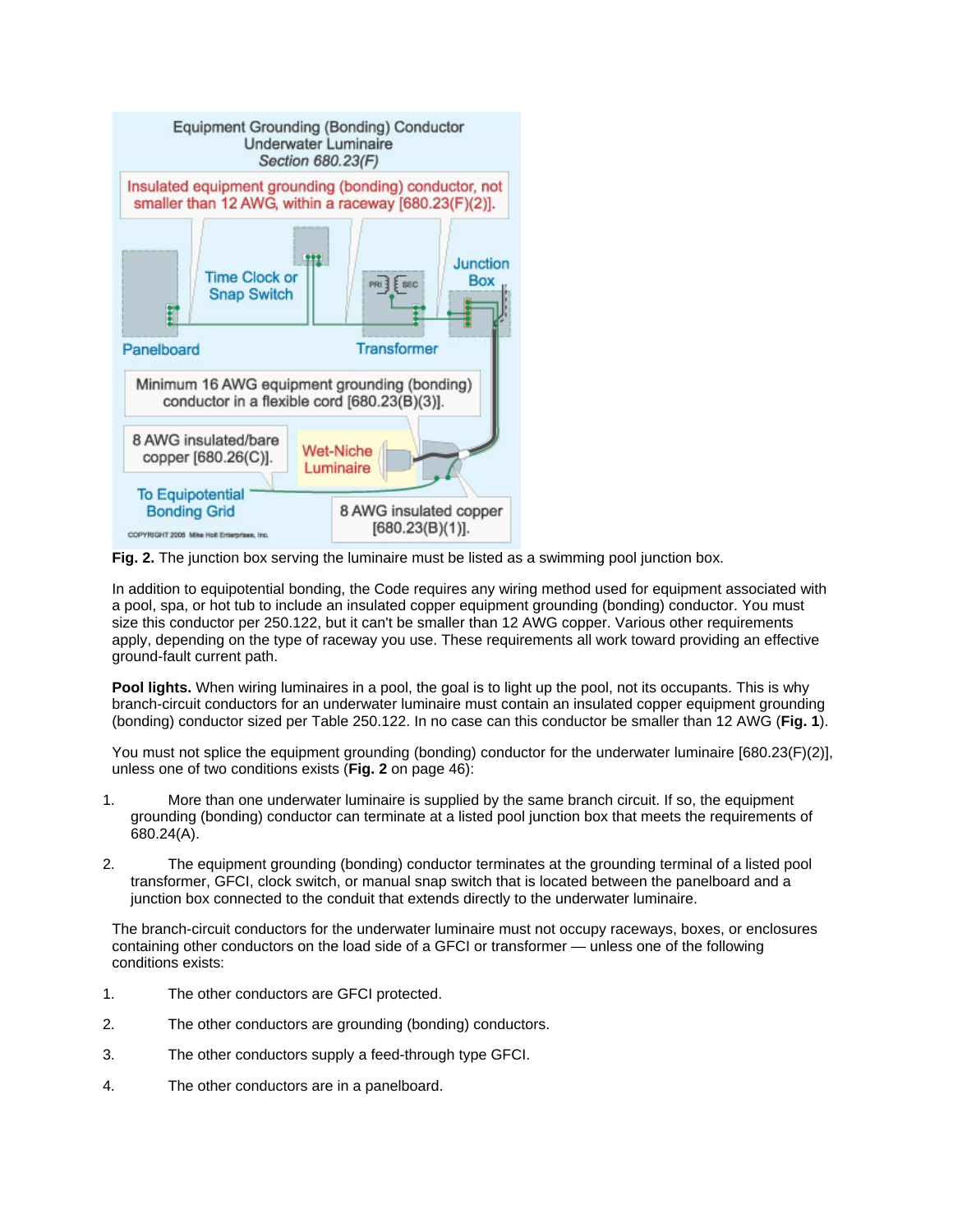**Fig. 2.** The junction box serving the luminaire must be listed as a swimming pool junction box.

In addition to equipotential bonding, the Code requires any wiring method used for equipment associated with a pool, spa, or hot tub to include an insulated copper equipment grounding (bonding) conductor. You must size this conductor per 250.122, but it can't be smaller than 12 AWG copper. Various other requirements apply, depending on the type of raceway you use. These requirements all work toward providing an effective ground-fault current path.

**Pool lights.** When wiring luminaires in a pool, the goal is to light up the pool, not its occupants. This is why branch-circuit conductors for an underwater luminaire must contain an insulated copper equipment grounding (bonding) conductor sized per Table 250.122. In no case can this conductor be smaller than 12 AWG (**Fig. 1**).

You must not splice the equipment grounding (bonding) conductor for the underwater luminaire [680.23(F)(2)], unless one of two conditions exists (**Fig. 2** on page 46):

1. More than one underwater luminaire is supplied by the same branch circuit. If so, the equipment grounding (bonding) conductor can terminate at a listed pool junction box that meets the requirements of 680.24(A).

2. The equipment grounding (bonding) conductor terminates at the grounding terminal of a listed pool transformer, GFCI, clock switch, or manual snap switch that is located between the panelboard and a junction box connected to the conduit that extends directly to the underwater luminaire.

The branch-circuit conductors for the underwater luminaire must not occupy raceways, boxes, or enclosures containing other conductors on the load side of a GFCI or transformer — unless one of the following conditions exists:

1. The other conductors are GFCI protected.

2. The other conductors are grounding (bonding) conductors.

3. The other conductors supply a feed-through type GFCI.

4. The other conductors are in a panelboard.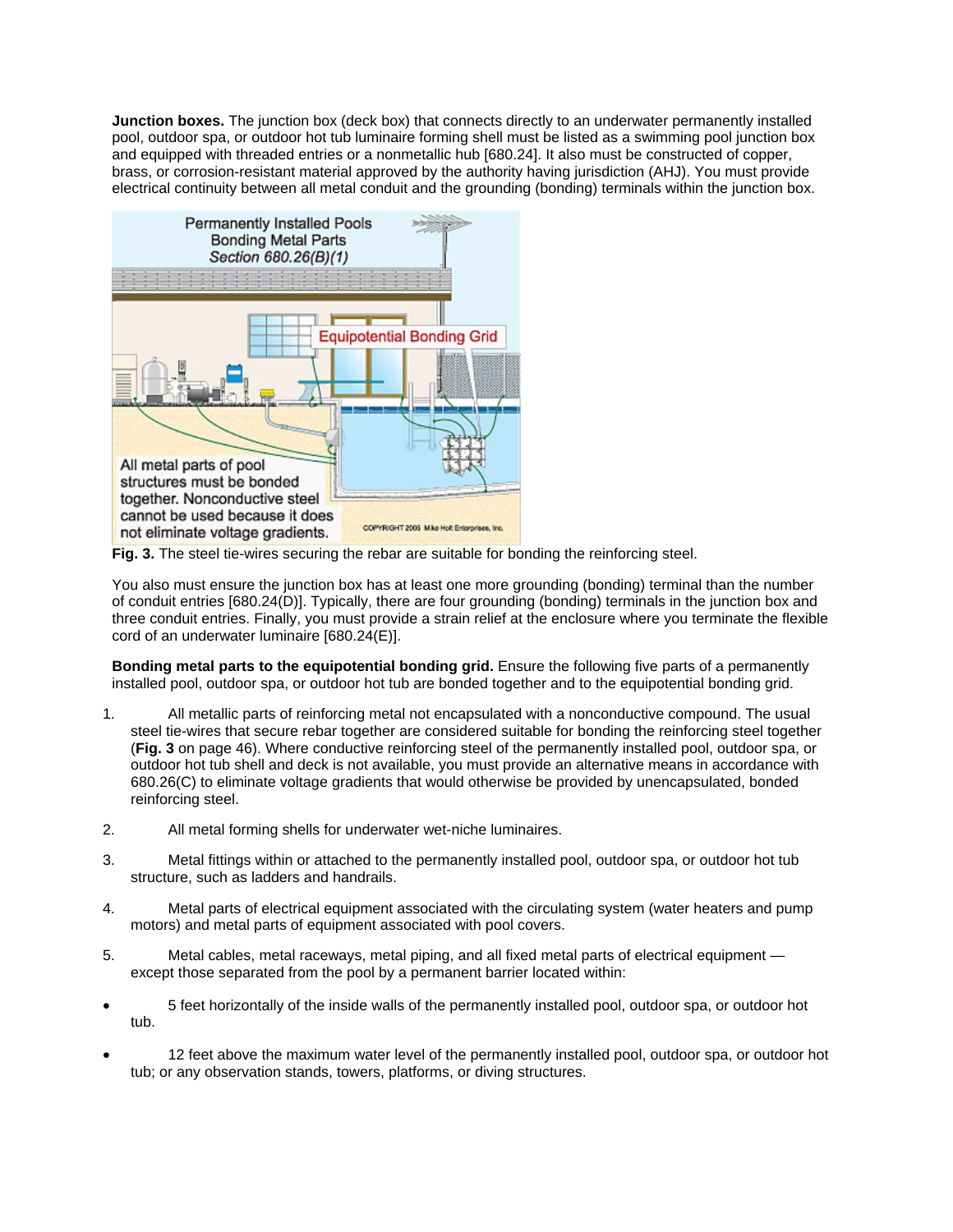**Junction boxes.** The junction box (deck box) that connects directly to an underwater permanently installed pool, outdoor spa, or outdoor hot tub luminaire forming shell must be listed as a swimming pool junction box and equipped with threaded entries or a nonmetallic hub [680.24]. It also must be constructed of copper, brass, or corrosion-resistant material approved by the authority having jurisdiction (AHJ). You must provide electrical continuity between all metal conduit and the grounding (bonding) terminals within the junction box.

**Fig. 3.** The steel tie-wires securing the rebar are suitable for bonding the reinforcing steel.

You also must ensure the junction box has at least one more grounding (bonding) terminal than the number of conduit entries [680.24(D)]. Typically, there are four grounding (bonding) terminals in the junction box and three conduit entries. Finally, you must provide a strain relief at the enclosure where you terminate the flexible cord of an underwater luminaire [680.24(E)].

**Bonding metal parts to the equipotential bonding grid.** Ensure the following five parts of a permanently installed pool, outdoor spa, or outdoor hot tub are bonded together and to the equipotential bonding grid.

1. All metallic parts of reinforcing metal not encapsulated with a nonconductive compound. The usual steel tie-wires that secure rebar together are considered suitable for bonding the reinforcing steel together (**Fig. 3** on page 46). Where conductive reinforcing steel of the permanently installed pool, outdoor spa, or outdoor hot tub shell and deck is not available, you must provide an alternative means in accordance with 680.26(C) to eliminate voltage gradients that would otherwise be provided by unencapsulated, bonded reinforcing steel.
2. All metal forming shells for underwater wet-niche luminaires.
3. Metal fittings within or attached to the permanently installed pool, outdoor spa, or outdoor hot tub structure, such as ladders and handrails.
4. Metal parts of electrical equipment associated with the circulating system (water heaters and pump motors) and metal parts of equipment associated with pool covers.
5. Metal cables, metal raceways, metal piping, and all fixed metal parts of electrical equipment — except those separated from the pool by a permanent barrier located within:

- 5 feet horizontally of the inside walls of the permanently installed pool, outdoor spa, or outdoor hot tub.
- 12 feet above the maximum water level of the permanently installed pool, outdoor spa, or outdoor hot tub; or any observation stands, towers, platforms, or diving structures.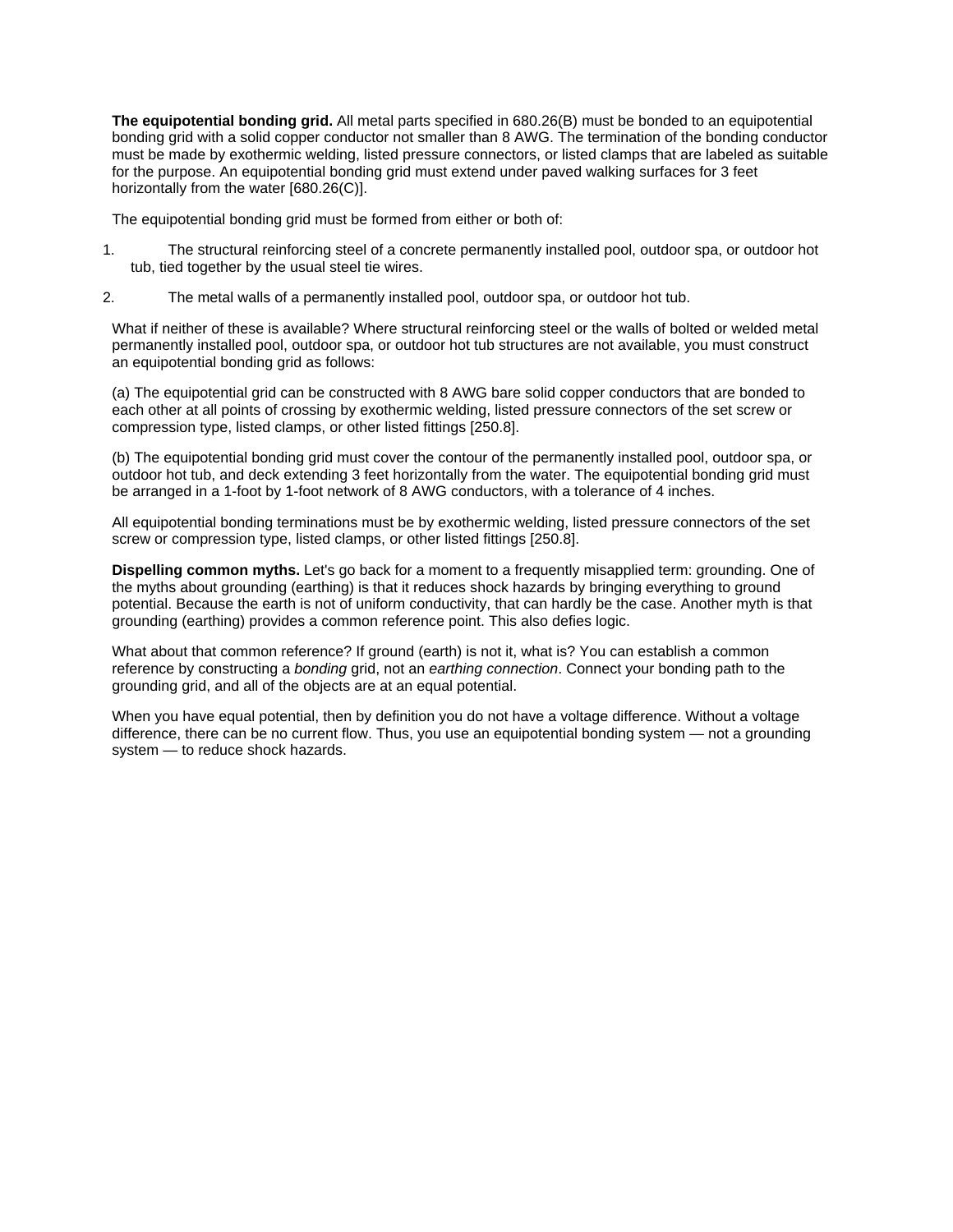**The equipotential bonding grid.** All metal parts specified in 680.26(B) must be bonded to an equipotential bonding grid with a solid copper conductor not smaller than 8 AWG. The termination of the bonding conductor must be made by exothermic welding, listed pressure connectors, or listed clamps that are labeled as suitable for the purpose. An equipotential bonding grid must extend under paved walking surfaces for 3 feet horizontally from the water [680.26(C)].

The equipotential bonding grid must be formed from either or both of:

1. The structural reinforcing steel of a concrete permanently installed pool, outdoor spa, or outdoor hot tub, tied together by the usual steel tie wires.
2. The metal walls of a permanently installed pool, outdoor spa, or outdoor hot tub.

What if neither of these is available? Where structural reinforcing steel or the walls of bolted or welded metal permanently installed pool, outdoor spa, or outdoor hot tub structures are not available, you must construct an equipotential bonding grid as follows:

(a) The equipotential grid can be constructed with 8 AWG bare solid copper conductors that are bonded to each other at all points of crossing by exothermic welding, listed pressure connectors of the set screw or compression type, listed clamps, or other listed fittings [250.8].

(b) The equipotential bonding grid must cover the contour of the permanently installed pool, outdoor spa, or outdoor hot tub, and deck extending 3 feet horizontally from the water. The equipotential bonding grid must be arranged in a 1-foot by 1-foot network of 8 AWG conductors, with a tolerance of 4 inches.

All equipotential bonding terminations must be by exothermic welding, listed pressure connectors of the set screw or compression type, listed clamps, or other listed fittings [250.8].

**Dispelling common myths.** Let's go back for a moment to a frequently misapplied term: grounding. One of the myths about grounding (earthing) is that it reduces shock hazards by bringing everything to ground potential. Because the earth is not of uniform conductivity, that can hardly be the case. Another myth is that grounding (earthing) provides a common reference point. This also defies logic.

What about that common reference? If ground (earth) is not it, what is? You can establish a common reference by constructing a *bonding* grid, not an *earthing connection*. Connect your bonding path to the grounding grid, and all of the objects are at an equal potential.

When you have equal potential, then by definition you do not have a voltage difference. Without a voltage difference, there can be no current flow. Thus, you use an equipotential bonding system — not a grounding system — to reduce shock hazards.